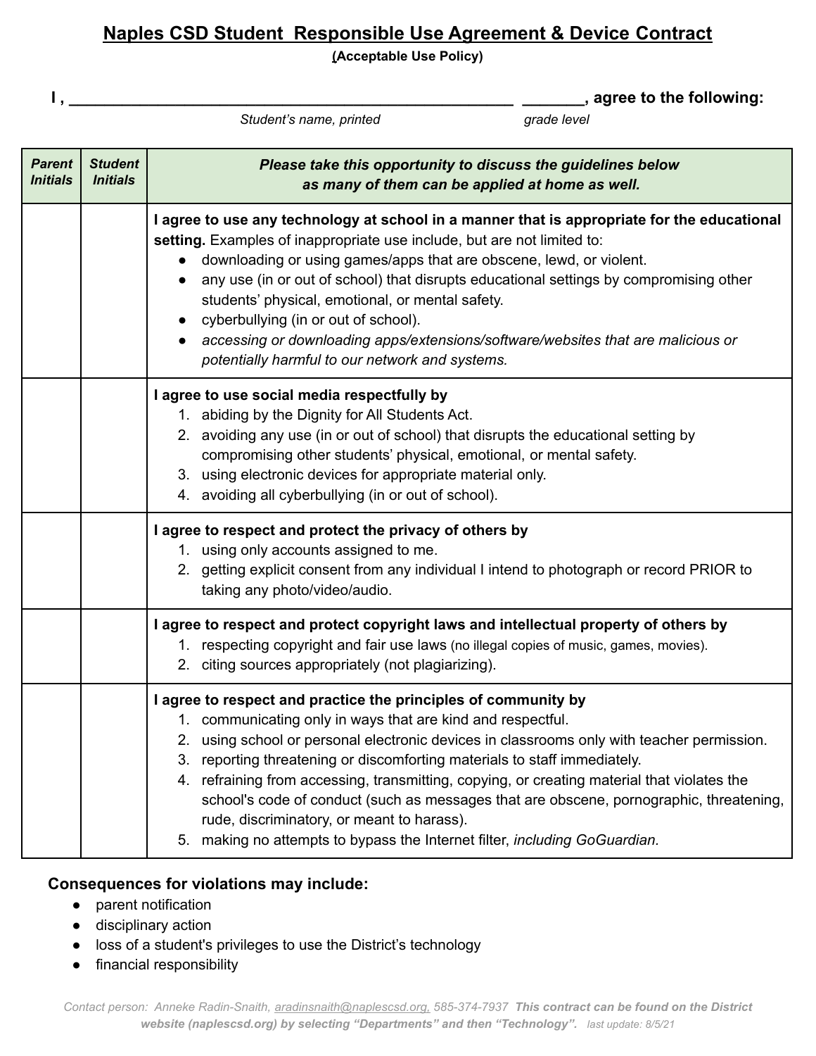# Naples CSD Student Responsible Use Agreement & Device Contract

**(Acceptable Use Policy)**

**I , \_\_\_\_\_\_\_\_\_\_\_\_\_\_\_\_\_\_\_\_\_\_\_\_\_\_\_\_\_\_\_\_\_\_\_\_\_\_\_\_\_\_\_\_\_\_\_\_\_\_ \_\_\_\_\_\_\_, agree to the following:**

*Student's name, printed* *grade level*

| *Parent Initials* | *Student Initials* | ***Please take this opportunity to discuss the guidelines below as many of them can be applied at home as well.*** |
|---|---|---|
| | | **I agree to use any technology at school in a manner that is appropriate for the educational setting.** Examples of inappropriate use include, but are not limited to:<br>● downloading or using games/apps that are obscene, lewd, or violent.<br>● any use (in or out of school) that disrupts educational settings by compromising other students' physical, emotional, or mental safety.<br>● cyberbullying (in or out of school).<br>● *accessing or downloading apps/extensions/software/websites that are malicious or potentially harmful to our network and systems.* |
| | | **I agree to use social media respectfully by**<br>1. abiding by the Dignity for All Students Act.<br>2. avoiding any use (in or out of school) that disrupts the educational setting by compromising other students' physical, emotional, or mental safety.<br>3. using electronic devices for appropriate material only.<br>4. avoiding all cyberbullying (in or out of school). |
| | | **I agree to respect and protect the privacy of others by**<br>1. using only accounts assigned to me.<br>2. getting explicit consent from any individual I intend to photograph or record PRIOR to taking any photo/video/audio. |
| | | **I agree to respect and protect copyright laws and intellectual property of others by**<br>1. respecting copyright and fair use laws (no illegal copies of music, games, movies).<br>2. citing sources appropriately (not plagiarizing). |
| | | **I agree to respect and practice the principles of community by**<br>1. communicating only in ways that are kind and respectful.<br>2. using school or personal electronic devices in classrooms only with teacher permission.<br>3. reporting threatening or discomforting materials to staff immediately.<br>4. refraining from accessing, transmitting, copying, or creating material that violates the school's code of conduct (such as messages that are obscene, pornographic, threatening, rude, discriminatory, or meant to harass).<br>5. making no attempts to bypass the Internet filter, *including GoGuardian.* |

## Consequences for violations may include:

- parent notification
- disciplinary action
- loss of a student's privileges to use the District's technology
- financial responsibility

Contact person: Anneke Radin-Snaith, aradinsnaith@naplescsd.org, 585-374-7937 **This contract can be found on the District website (naplescsd.org) by selecting "Departments" and then "Technology".** last update: 8/5/21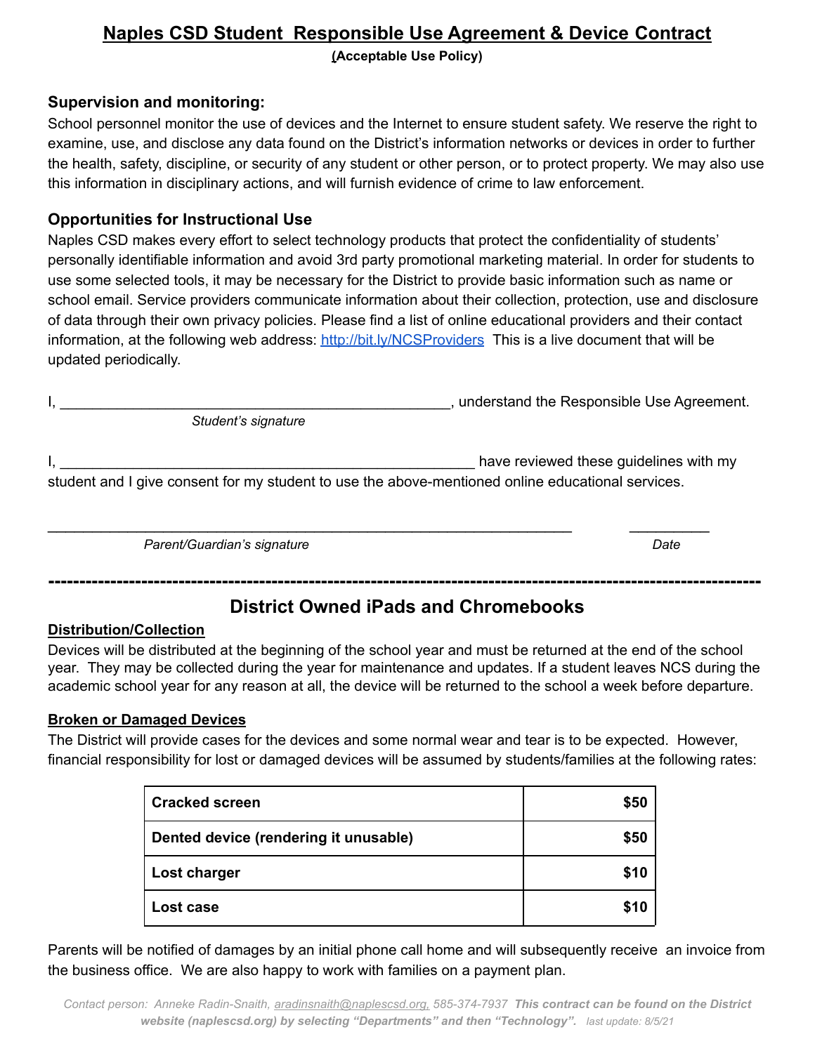# Naples CSD Student  Responsible Use Agreement & Device Contract

**(Acceptable Use Policy)**

### Supervision and monitoring:

School personnel monitor the use of devices and the Internet to ensure student safety. We reserve the right to examine, use, and disclose any data found on the District's information networks or devices in order to further the health, safety, discipline, or security of any student or other person, or to protect property. We may also use this information in disciplinary actions, and will furnish evidence of crime to law enforcement.

### Opportunities for Instructional Use

Naples CSD makes every effort to select technology products that protect the confidentiality of students' personally identifiable information and avoid 3rd party promotional marketing material. In order for students to use some selected tools, it may be necessary for the District to provide basic information such as name or school email. Service providers communicate information about their collection, protection, use and disclosure of data through their own privacy policies. Please find a list of online educational providers and their contact information, at the following web address: http://bit.ly/NCSProviders  This is a live document that will be updated periodically.

I, ________________________________________________, understand the Responsible Use Agreement.

*Student's signature*

I, ___________________________________________________ have reviewed these guidelines with my student and I give consent for my student to use the above-mentioned online educational services.

_________________________________________________________________ __________

*Parent/Guardian's signature* *Date*

---

## District Owned iPads and Chromebooks

**Distribution/Collection**

Devices will be distributed at the beginning of the school year and must be returned at the end of the school year. They may be collected during the year for maintenance and updates. If a student leaves NCS during the academic school year for any reason at all, the device will be returned to the school a week before departure.

**Broken or Damaged Devices**

The District will provide cases for the devices and some normal wear and tear is to be expected. However, financial responsibility for lost or damaged devices will be assumed by students/families at the following rates:

| Item | Rate |
|---|---:|
| **Cracked screen** | **$50** |
| **Dented device (rendering it unusable)** | **$50** |
| **Lost charger** | **$10** |
| **Lost case** | **$10** |

Parents will be notified of damages by an initial phone call home and will subsequently receive an invoice from the business office. We are also happy to work with families on a payment plan.

*Contact person: Anneke Radin-Snaith, aradinsnaith@naplescsd.org, 585-374-7937* ***This contract can be found on the District website (naplescsd.org) by selecting "Departments" and then "Technology".*** *last update: 8/5/21*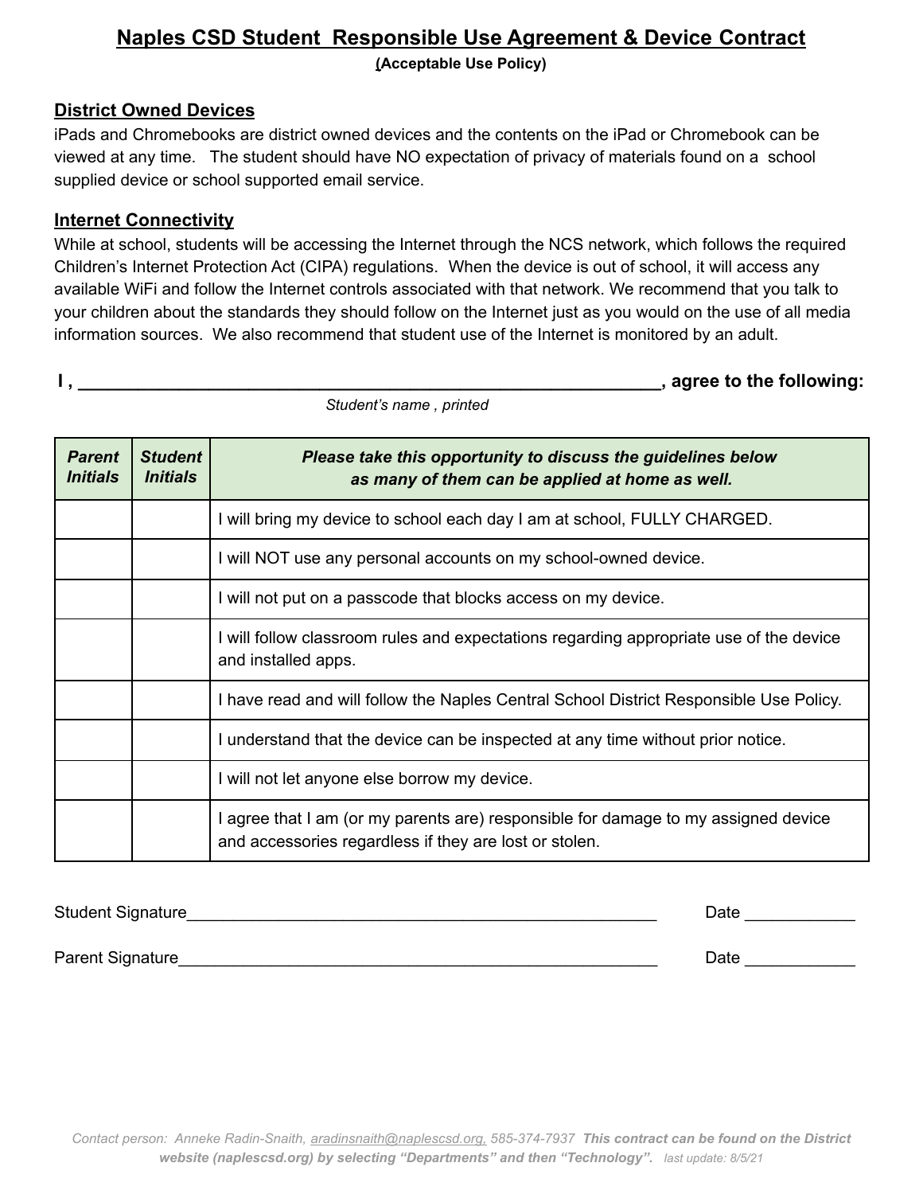# Naples CSD Student Responsible Use Agreement & Device Contract

**(Acceptable Use Policy)**

## District Owned Devices

iPads and Chromebooks are district owned devices and the contents on the iPad or Chromebook can be viewed at any time. The student should have NO expectation of privacy of materials found on a school supplied device or school supported email service.

## Internet Connectivity

While at school, students will be accessing the Internet through the NCS network, which follows the required Children's Internet Protection Act (CIPA) regulations. When the device is out of school, it will access any available WiFi and follow the Internet controls associated with that network. We recommend that you talk to your children about the standards they should follow on the Internet just as you would on the use of all media information sources. We also recommend that student use of the Internet is monitored by an adult.

**I , ___________________________________________________________, agree to the following:**

*Student's name , printed*

| ***Parent Initials*** | ***Student Initials*** | ***Please take this opportunity to discuss the guidelines below as many of them can be applied at home as well.*** |
|---|---|---|
| | | I will bring my device to school each day I am at school, FULLY CHARGED. |
| | | I will NOT use any personal accounts on my school-owned device. |
| | | I will not put on a passcode that blocks access on my device. |
| | | I will follow classroom rules and expectations regarding appropriate use of the device and installed apps. |
| | | I have read and will follow the Naples Central School District Responsible Use Policy. |
| | | I understand that the device can be inspected at any time without prior notice. |
| | | I will not let anyone else borrow my device. |
| | | I agree that I am (or my parents are) responsible for damage to my assigned device and accessories regardless if they are lost or stolen. |

Student Signature_____________________________________________________ Date ____________

Parent Signature______________________________________________________ Date ____________

*Contact person: Anneke Radin-Snaith, aradinsnaith@naplescsd.org, 585-374-7937* ***This contract can be found on the District website (naplescsd.org) by selecting "Departments" and then "Technology".*** *last update: 8/5/21*